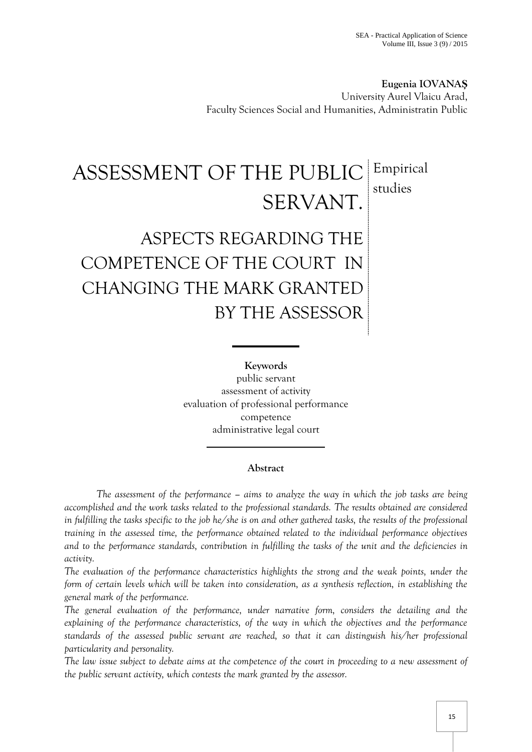**Eugenia IOVANAŞ**
University Aurel Vlaicu Arad,
Faculty Sciences Social and Humanities, Administratin Public

# ASSESSMENT OF THE PUBLIC SERVANT.

## ASPECTS REGARDING THE COMPETENCE OF THE COURT IN CHANGING THE MARK GRANTED BY THE ASSESSOR

Empirical studies

**Keywords**

public servant
assessment of activity
evaluation of professional performance
competence
administrative legal court

**Abstract**

*The assessment of the performance – aims to analyze the way in which the job tasks are being accomplished and the work tasks related to the professional standards. The results obtained are considered in fulfilling the tasks specific to the job he/she is on and other gathered tasks, the results of the professional training in the assessed time, the performance obtained related to the individual performance objectives and to the performance standards, contribution in fulfilling the tasks of the unit and the deficiencies in activity.*

*The evaluation of the performance characteristics highlights the strong and the weak points, under the form of certain levels which will be taken into consideration, as a synthesis reflection, in establishing the general mark of the performance.*

*The general evaluation of the performance, under narrative form, considers the detailing and the explaining of the performance characteristics, of the way in which the objectives and the performance standards of the assessed public servant are reached, so that it can distinguish his/her professional particularity and personality.*

*The law issue subject to debate aims at the competence of the court in proceeding to a new assessment of the public servant activity, which contests the mark granted by the assessor.*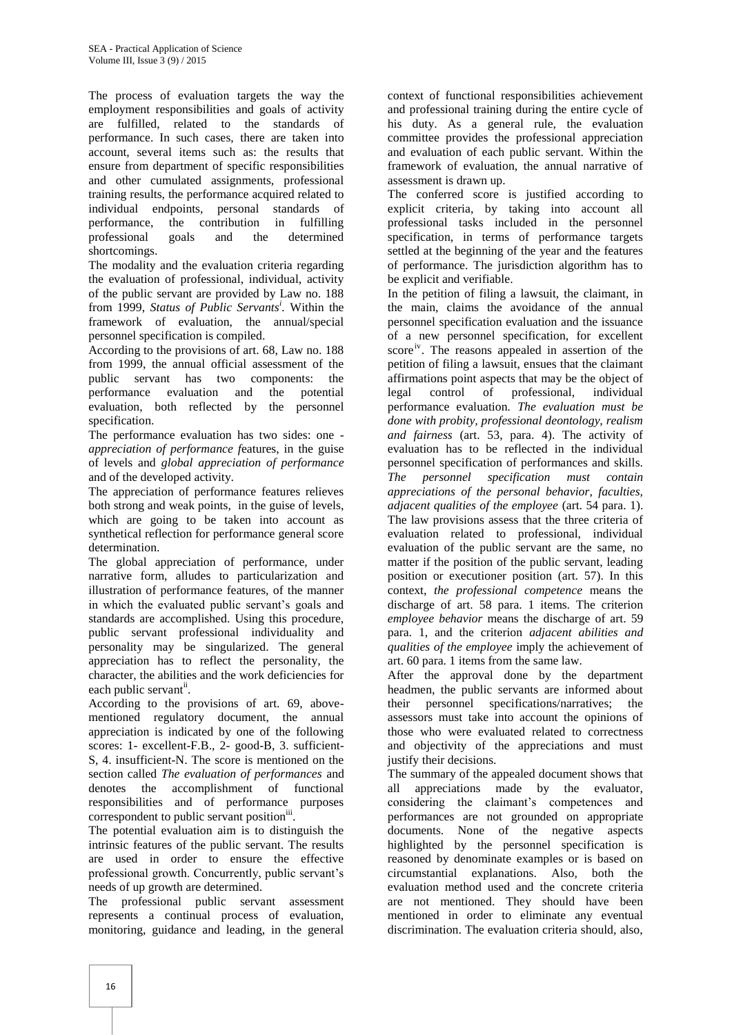The process of evaluation targets the way the employment responsibilities and goals of activity are fulfilled, related to the standards of performance. In such cases, there are taken into account, several items such as: the results that ensure from department of specific responsibilities and other cumulated assignments, professional training results, the performance acquired related to individual endpoints, personal standards of performance, the contribution in fulfilling professional goals and the determined shortcomings.

The modality and the evaluation criteria regarding the evaluation of professional, individual, activity of the public servant are provided by Law no. 188 from 1999, *Status of Public Servants*[i]. Within the framework of evaluation, the annual/special personnel specification is compiled.

According to the provisions of art. 68, Law no. 188 from 1999, the annual official assessment of the public servant has two components: the performance evaluation and the potential evaluation, both reflected by the personnel specification.

The performance evaluation has two sides: one - *appreciation of performance f*eatures, in the guise of levels and *global appreciation of performance* and of the developed activity.

The appreciation of performance features relieves both strong and weak points, in the guise of levels, which are going to be taken into account as synthetical reflection for performance general score determination.

The global appreciation of performance, under narrative form, alludes to particularization and illustration of performance features, of the manner in which the evaluated public servant's goals and standards are accomplished. Using this procedure, public servant professional individuality and personality may be singularized. The general appreciation has to reflect the personality, the character, the abilities and the work deficiencies for each public servant[ii].

According to the provisions of art. 69, above-mentioned regulatory document, the annual appreciation is indicated by one of the following scores: 1- excellent-F.B., 2- good-B, 3. sufficient-S, 4. insufficient-N. The score is mentioned on the section called *The evaluation of performances* and denotes the accomplishment of functional responsibilities and of performance purposes correspondent to public servant position[iii].

The potential evaluation aim is to distinguish the intrinsic features of the public servant. The results are used in order to ensure the effective professional growth. Concurrently, public servant's needs of up growth are determined.

The professional public servant assessment represents a continual process of evaluation, monitoring, guidance and leading, in the general context of functional responsibilities achievement and professional training during the entire cycle of his duty. As a general rule, the evaluation committee provides the professional appreciation and evaluation of each public servant. Within the framework of evaluation, the annual narrative of assessment is drawn up.

The conferred score is justified according to explicit criteria, by taking into account all professional tasks included in the personnel specification, in terms of performance targets settled at the beginning of the year and the features of performance. The jurisdiction algorithm has to be explicit and verifiable.

In the petition of filing a lawsuit, the claimant, in the main, claims the avoidance of the annual personnel specification evaluation and the issuance of a new personnel specification, for excellent score[iv]. The reasons appealed in assertion of the petition of filing a lawsuit, ensues that the claimant affirmations point aspects that may be the object of legal control of professional, individual performance evaluation. *The evaluation must be done with probity, professional deontology, realism and fairness* (art. 53, para. 4). The activity of evaluation has to be reflected in the individual personnel specification of performances and skills. *The personnel specification must contain appreciations of the personal behavior, faculties, adjacent qualities of the employee* (art. 54 para. 1). The law provisions assess that the three criteria of evaluation related to professional, individual evaluation of the public servant are the same, no matter if the position of the public servant, leading position or executioner position (art. 57). In this context, *the professional competence* means the discharge of art. 58 para. 1 items. The criterion *employee behavior* means the discharge of art. 59 para. 1, and the criterion *adjacent abilities and qualities of the employee* imply the achievement of art. 60 para. 1 items from the same law.

After the approval done by the department headmen, the public servants are informed about their personnel specifications/narratives; the assessors must take into account the opinions of those who were evaluated related to correctness and objectivity of the appreciations and must justify their decisions.

The summary of the appealed document shows that all appreciations made by the evaluator, considering the claimant's competences and performances are not grounded on appropriate documents. None of the negative aspects highlighted by the personnel specification is reasoned by denominate examples or is based on circumstantial explanations. Also, both the evaluation method used and the concrete criteria are not mentioned. They should have been mentioned in order to eliminate any eventual discrimination. The evaluation criteria should, also,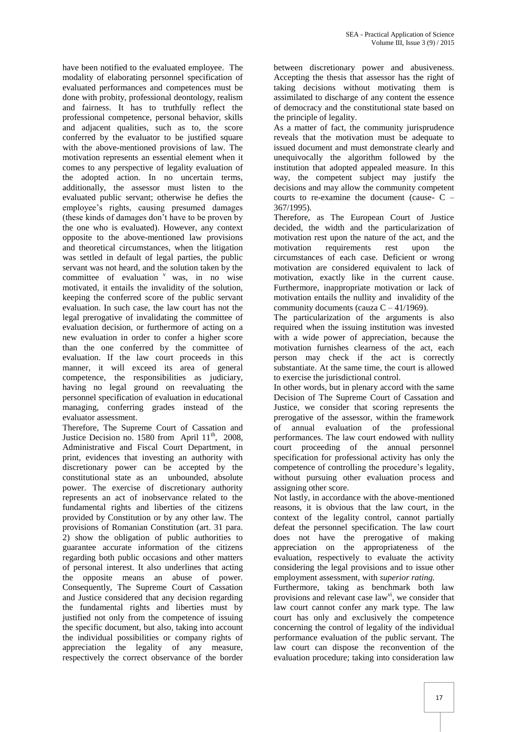have been notified to the evaluated employee. The modality of elaborating personnel specification of evaluated performances and competences must be done with probity, professional deontology, realism and fairness. It has to truthfully reflect the professional competence, personal behavior, skills and adjacent qualities, such as to, the score conferred by the evaluator to be justified square with the above-mentioned provisions of law. The motivation represents an essential element when it comes to any perspective of legality evaluation of the adopted action. In no uncertain terms, additionally, the assessor must listen to the evaluated public servant; otherwise he defies the employee's rights, causing presumed damages (these kinds of damages don't have to be proven by the one who is evaluated). However, any context opposite to the above-mentioned law provisions and theoretical circumstances, when the litigation was settled in default of legal parties, the public servant was not heard, and the solution taken by the committee of evaluation [v] was, in no wise motivated, it entails the invalidity of the solution, keeping the conferred score of the public servant evaluation. In such case, the law court has not the legal prerogative of invalidating the committee of evaluation decision, or furthermore of acting on a new evaluation in order to confer a higher score than the one conferred by the committee of evaluation. If the law court proceeds in this manner, it will exceed its area of general competence, the responsibilities as judiciary, having no legal ground on reevaluating the personnel specification of evaluation in educational managing, conferring grades instead of the evaluator assessment.

Therefore, The Supreme Court of Cassation and Justice Decision no. 1580 from April 11th, 2008, Administrative and Fiscal Court Department, in print, evidences that investing an authority with discretionary power can be accepted by the constitutional state as an unbounded, absolute power. The exercise of discretionary authority represents an act of inobservance related to the fundamental rights and liberties of the citizens provided by Constitution or by any other law. The provisions of Romanian Constitution (art. 31 para. 2) show the obligation of public authorities to guarantee accurate information of the citizens regarding both public occasions and other matters of personal interest. It also underlines that acting the opposite means an abuse of power. Consequently, The Supreme Court of Cassation and Justice considered that any decision regarding the fundamental rights and liberties must by justified not only from the competence of issuing the specific document, but also, taking into account the individual possibilities or company rights of appreciation the legality of any measure, respectively the correct observance of the border between discretionary power and abusiveness. Accepting the thesis that assessor has the right of taking decisions without motivating them is assimilated to discharge of any content the essence of democracy and the constitutional state based on the principle of legality.

As a matter of fact, the community jurisprudence reveals that the motivation must be adequate to issued document and must demonstrate clearly and unequivocally the algorithm followed by the institution that adopted appealed measure. In this way, the competent subject may justify the decisions and may allow the community competent courts to re-examine the document (cause- C – 367/1995).

Therefore, as The European Court of Justice decided, the width and the particularization of motivation rest upon the nature of the act, and the motivation requirements rest upon the circumstances of each case. Deficient or wrong motivation are considered equivalent to lack of motivation, exactly like in the current cause. Furthermore, inappropriate motivation or lack of motivation entails the nullity and invalidity of the community documents (cauza C – 41/1969).

The particularization of the arguments is also required when the issuing institution was invested with a wide power of appreciation, because the motivation furnishes clearness of the act, each person may check if the act is correctly substantiate. At the same time, the court is allowed to exercise the jurisdictional control.

In other words, but in plenary accord with the same Decision of The Supreme Court of Cassation and Justice, we consider that scoring represents the prerogative of the assessor, within the framework of annual evaluation of the professional performances. The law court endowed with nullity court proceeding of the annual personnel specification for professional activity has only the competence of controlling the procedure's legality, without pursuing other evaluation process and assigning other score.

Not lastly, in accordance with the above-mentioned reasons, it is obvious that the law court, in the context of the legality control, cannot partially defeat the personnel specification. The law court does not have the prerogative of making appreciation on the appropriateness of the evaluation, respectively to evaluate the activity considering the legal provisions and to issue other employment assessment, with *superior rating.*

Furthermore, taking as benchmark both law provisions and relevant case law[vi], we consider that law court cannot confer any mark type. The law court has only and exclusively the competence concerning the control of legality of the individual performance evaluation of the public servant. The law court can dispose the reconvention of the evaluation procedure; taking into consideration law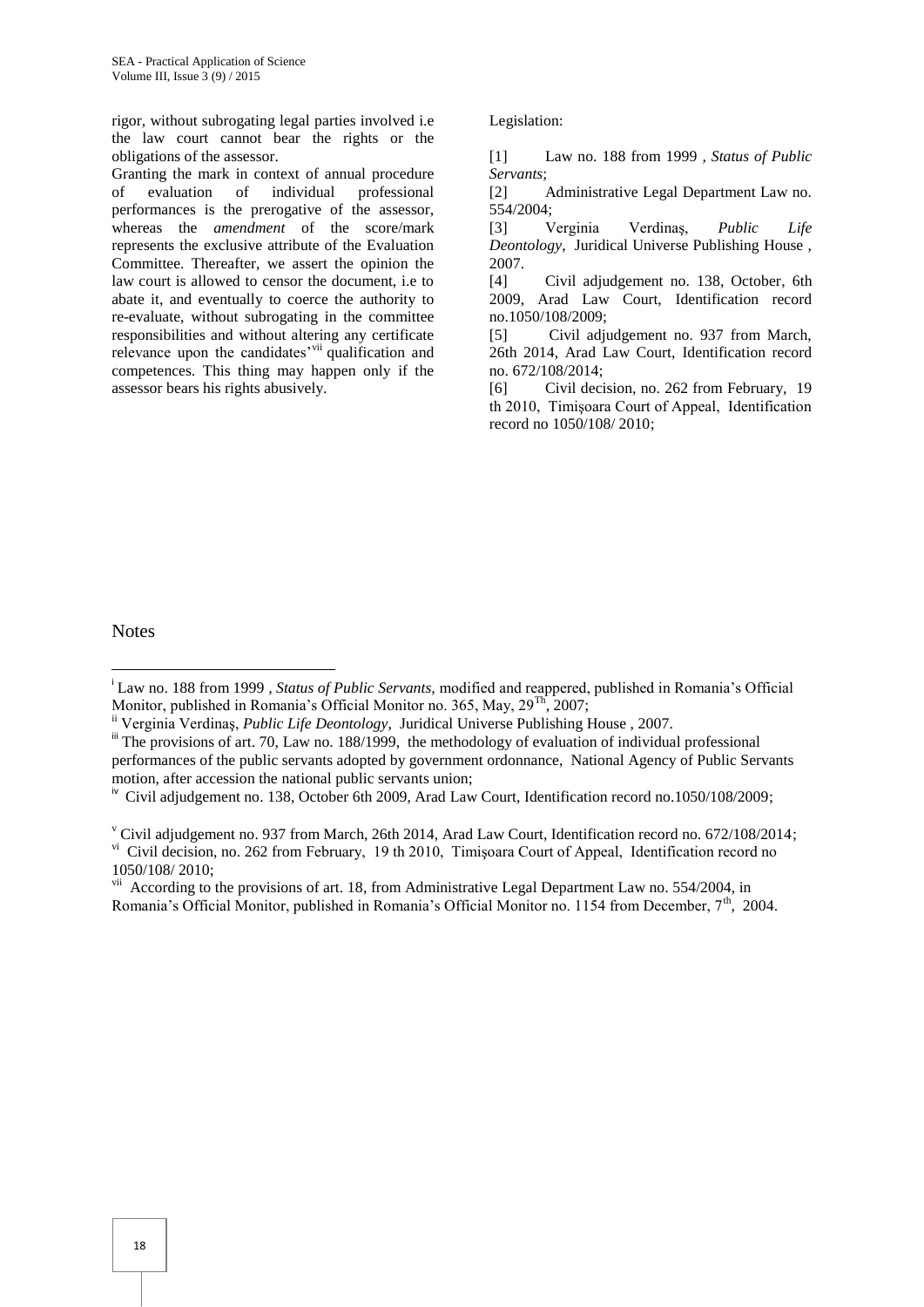rigor, without subrogating legal parties involved i.e the law court cannot bear the rights or the obligations of the assessor.

Granting the mark in context of annual procedure of evaluation of individual professional performances is the prerogative of the assessor, whereas the *amendment* of the score/mark represents the exclusive attribute of the Evaluation Committee. Thereafter, we assert the opinion the law court is allowed to censor the document, i.e to abate it, and eventually to coerce the authority to re-evaluate, without subrogating in the committee responsibilities and without altering any certificate relevance upon the candidates'[vii] qualification and competences. This thing may happen only if the assessor bears his rights abusively.

Legislation:

[1] Law no. 188 from 1999 , *Status of Public Servants*;

[2] Administrative Legal Department Law no. 554/2004;

[3] Verginia Verdinaş, *Public Life Deontology*, Juridical Universe Publishing House , 2007.

[4] Civil adjudgement no. 138, October, 6th 2009, Arad Law Court, Identification record no.1050/108/2009;

[5] Civil adjudgement no. 937 from March, 26th 2014, Arad Law Court, Identification record no. 672/108/2014;

[6] Civil decision, no. 262 from February, 19 th 2010, Timişoara Court of Appeal, Identification record no 1050/108/ 2010;

## Notes

[i] Law no. 188 from 1999 , *Status of Public Servants*, modified and reappered, published in Romania's Official Monitor, published in Romania's Official Monitor no. 365, May, 29[Th], 2007;

[ii] Verginia Verdinaş, *Public Life Deontology*, Juridical Universe Publishing House , 2007.

[iii] The provisions of art. 70, Law no. 188/1999, the methodology of evaluation of individual professional performances of the public servants adopted by government ordonnance, National Agency of Public Servants motion, after accession the national public servants union;

[iv] Civil adjudgement no. 138, October 6th 2009, Arad Law Court, Identification record no.1050/108/2009;

[v] Civil adjudgement no. 937 from March, 26th 2014, Arad Law Court, Identification record no. 672/108/2014;

[vi] Civil decision, no. 262 from February, 19 th 2010, Timişoara Court of Appeal, Identification record no 1050/108/ 2010;

[vii] According to the provisions of art. 18, from Administrative Legal Department Law no. 554/2004, in Romania's Official Monitor, published in Romania's Official Monitor no. 1154 from December, 7[th], 2004.